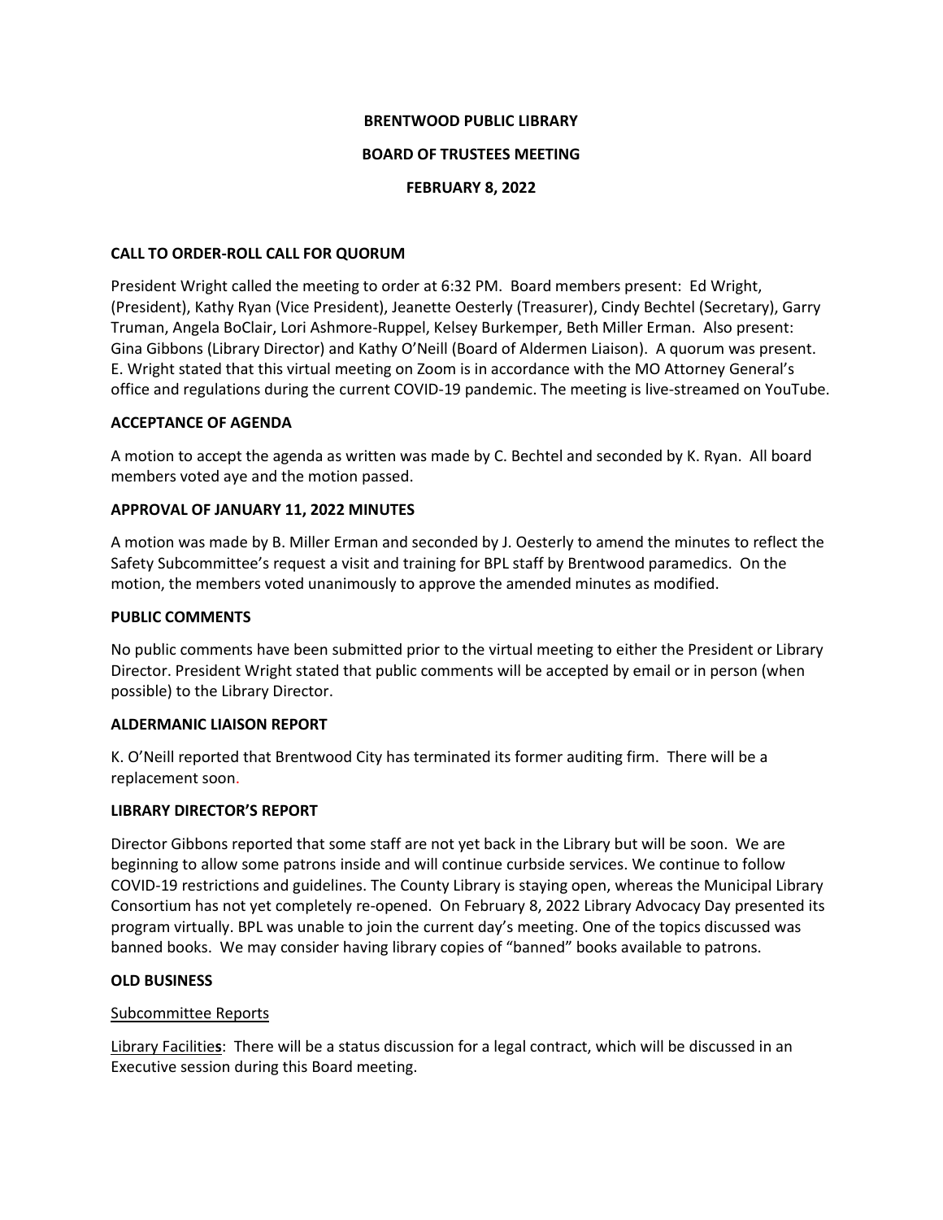**BRENTWOOD PUBLIC LIBRARY**

**BOARD OF TRUSTEES MEETING**

**FEBRUARY 8, 2022**

**CALL TO ORDER-ROLL CALL FOR QUORUM**

President Wright called the meeting to order at 6:32 PM. Board members present: Ed Wright, (President), Kathy Ryan (Vice President), Jeanette Oesterly (Treasurer), Cindy Bechtel (Secretary), Garry Truman, Angela BoClair, Lori Ashmore-Ruppel, Kelsey Burkemper, Beth Miller Erman. Also present: Gina Gibbons (Library Director) and Kathy O'Neill (Board of Aldermen Liaison). A quorum was present. E. Wright stated that this virtual meeting on Zoom is in accordance with the MO Attorney General's office and regulations during the current COVID-19 pandemic. The meeting is live-streamed on YouTube.

**ACCEPTANCE OF AGENDA**

A motion to accept the agenda as written was made by C. Bechtel and seconded by K. Ryan. All board members voted aye and the motion passed.

**APPROVAL OF JANUARY 11, 2022 MINUTES**

A motion was made by B. Miller Erman and seconded by J. Oesterly to amend the minutes to reflect the Safety Subcommittee's request a visit and training for BPL staff by Brentwood paramedics. On the motion, the members voted unanimously to approve the amended minutes as modified.

**PUBLIC COMMENTS**

No public comments have been submitted prior to the virtual meeting to either the President or Library Director. President Wright stated that public comments will be accepted by email or in person (when possible) to the Library Director.

**ALDERMANIC LIAISON REPORT**

K. O'Neill reported that Brentwood City has terminated its former auditing firm. There will be a replacement soon.

**LIBRARY DIRECTOR'S REPORT**

Director Gibbons reported that some staff are not yet back in the Library but will be soon. We are beginning to allow some patrons inside and will continue curbside services. We continue to follow COVID-19 restrictions and guidelines. The County Library is staying open, whereas the Municipal Library Consortium has not yet completely re-opened. On February 8, 2022 Library Advocacy Day presented its program virtually. BPL was unable to join the current day's meeting. One of the topics discussed was banned books. We may consider having library copies of "banned" books available to patrons.

**OLD BUSINESS**

Subcommittee Reports

Library Facilities: There will be a status discussion for a legal contract, which will be discussed in an Executive session during this Board meeting.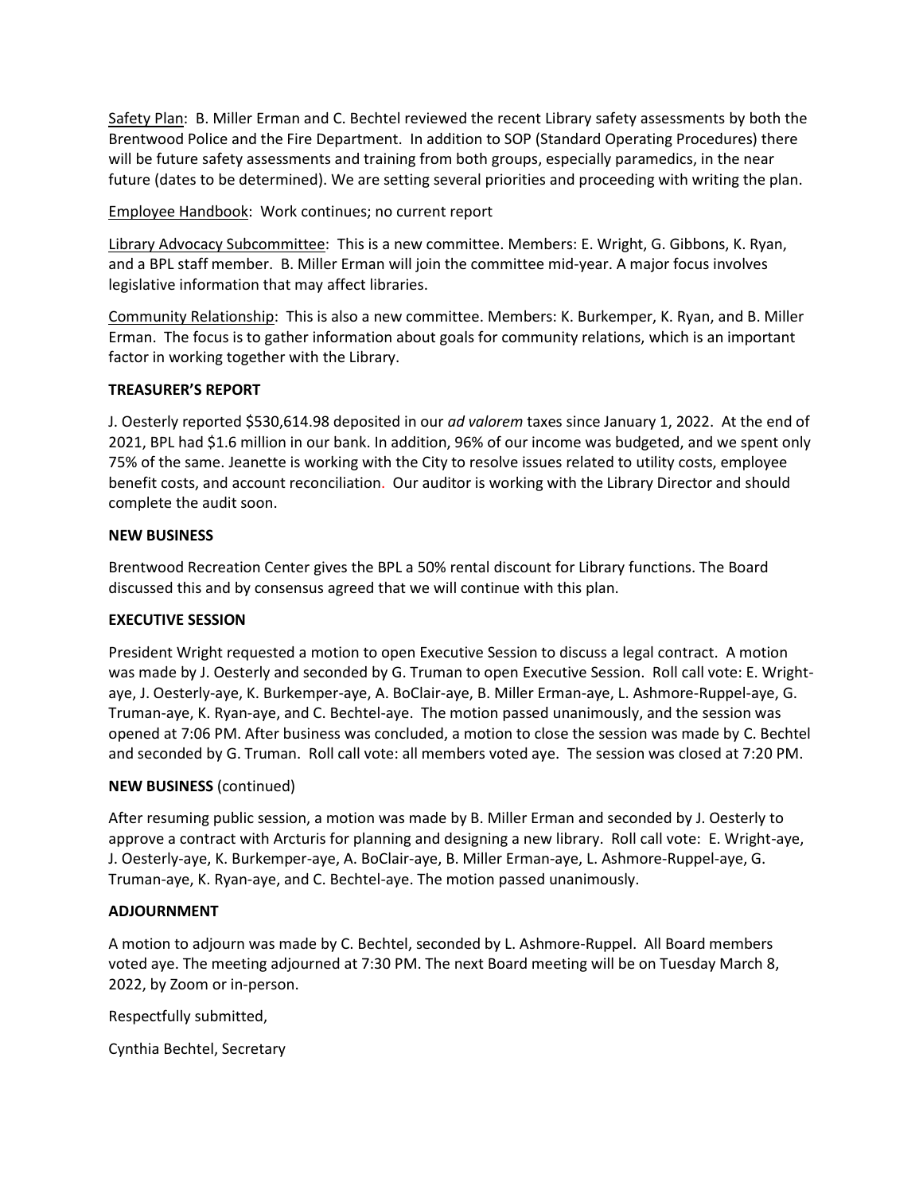Safety Plan: B. Miller Erman and C. Bechtel reviewed the recent Library safety assessments by both the Brentwood Police and the Fire Department. In addition to SOP (Standard Operating Procedures) there will be future safety assessments and training from both groups, especially paramedics, in the near future (dates to be determined). We are setting several priorities and proceeding with writing the plan.

Employee Handbook: Work continues; no current report

Library Advocacy Subcommittee: This is a new committee. Members: E. Wright, G. Gibbons, K. Ryan, and a BPL staff member. B. Miller Erman will join the committee mid-year. A major focus involves legislative information that may affect libraries.

Community Relationship: This is also a new committee. Members: K. Burkemper, K. Ryan, and B. Miller Erman. The focus is to gather information about goals for community relations, which is an important factor in working together with the Library.

**TREASURER'S REPORT**

J. Oesterly reported $530,614.98 deposited in our *ad valorem* taxes since January 1, 2022. At the end of 2021, BPL had $1.6 million in our bank. In addition, 96% of our income was budgeted, and we spent only 75% of the same. Jeanette is working with the City to resolve issues related to utility costs, employee benefit costs, and account reconciliation. Our auditor is working with the Library Director and should complete the audit soon.

**NEW BUSINESS**

Brentwood Recreation Center gives the BPL a 50% rental discount for Library functions. The Board discussed this and by consensus agreed that we will continue with this plan.

**EXECUTIVE SESSION**

President Wright requested a motion to open Executive Session to discuss a legal contract. A motion was made by J. Oesterly and seconded by G. Truman to open Executive Session. Roll call vote: E. Wright-aye, J. Oesterly-aye, K. Burkemper-aye, A. BoClair-aye, B. Miller Erman-aye, L. Ashmore-Ruppel-aye, G. Truman-aye, K. Ryan-aye, and C. Bechtel-aye. The motion passed unanimously, and the session was opened at 7:06 PM. After business was concluded, a motion to close the session was made by C. Bechtel and seconded by G. Truman. Roll call vote: all members voted aye. The session was closed at 7:20 PM.

**NEW BUSINESS** (continued)

After resuming public session, a motion was made by B. Miller Erman and seconded by J. Oesterly to approve a contract with Arcturis for planning and designing a new library. Roll call vote: E. Wright-aye, J. Oesterly-aye, K. Burkemper-aye, A. BoClair-aye, B. Miller Erman-aye, L. Ashmore-Ruppel-aye, G. Truman-aye, K. Ryan-aye, and C. Bechtel-aye. The motion passed unanimously.

**ADJOURNMENT**

A motion to adjourn was made by C. Bechtel, seconded by L. Ashmore-Ruppel. All Board members voted aye. The meeting adjourned at 7:30 PM. The next Board meeting will be on Tuesday March 8, 2022, by Zoom or in-person.

Respectfully submitted,

Cynthia Bechtel, Secretary